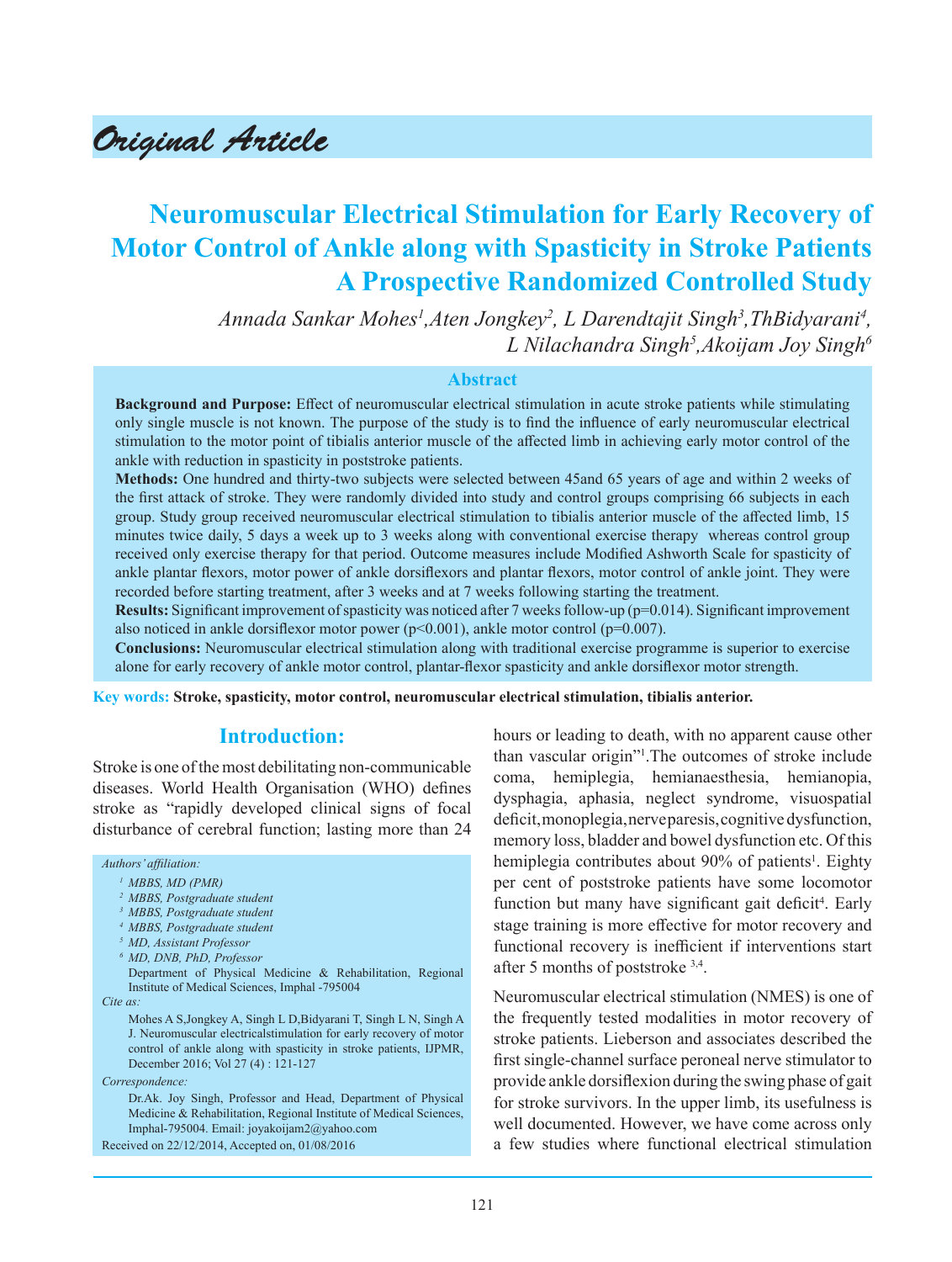*Original Article*

# Neuromuscular Electrical Stimulation for Early Recovery of Motor Control of Ankle along with Spasticity in Stroke Patients A Prospective Randomized Controlled Study

*Annada Sankar Mohes[1], Aten Jongkey[2], L Darendtajit Singh[3], ThBidyarani[4], L Nilachandra Singh[5], Akoijam Joy Singh[6]*

## Abstract

**Background and Purpose:** Effect of neuromuscular electrical stimulation in acute stroke patients while stimulating only single muscle is not known. The purpose of the study is to find the influence of early neuromuscular electrical stimulation to the motor point of tibialis anterior muscle of the affected limb in achieving early motor control of the ankle with reduction in spasticity in poststroke patients.

**Methods:** One hundred and thirty-two subjects were selected between 45and 65 years of age and within 2 weeks of the first attack of stroke. They were randomly divided into study and control groups comprising 66 subjects in each group. Study group received neuromuscular electrical stimulation to tibialis anterior muscle of the affected limb, 15 minutes twice daily, 5 days a week up to 3 weeks along with conventional exercise therapy whereas control group received only exercise therapy for that period. Outcome measures include Modified Ashworth Scale for spasticity of ankle plantar flexors, motor power of ankle dorsiflexors and plantar flexors, motor control of ankle joint. They were recorded before starting treatment, after 3 weeks and at 7 weeks following starting the treatment.

**Results:** Significant improvement of spasticity was noticed after 7 weeks follow-up (p=0.014). Significant improvement also noticed in ankle dorsiflexor motor power (p<0.001), ankle motor control (p=0.007).

**Conclusions:** Neuromuscular electrical stimulation along with traditional exercise programme is superior to exercise alone for early recovery of ankle motor control, plantar-flexor spasticity and ankle dorsiflexor motor strength.

**Key words: Stroke, spasticity, motor control, neuromuscular electrical stimulation, tibialis anterior.**

## Introduction:

Stroke is one of the most debilitating non-communicable diseases. World Health Organisation (WHO) defines stroke as "rapidly developed clinical signs of focal disturbance of cerebral function; lasting more than 24 hours or leading to death, with no apparent cause other than vascular origin"[1]. The outcomes of stroke include coma, hemiplegia, hemianaesthesia, hemianopia, dysphagia, aphasia, neglect syndrome, visuospatial deficit, monoplegia, nerve paresis, cognitive dysfunction, memory loss, bladder and bowel dysfunction etc. Of this hemiplegia contributes about 90% of patients[1]. Eighty per cent of poststroke patients have some locomotor function but many have significant gait deficit[4]. Early stage training is more effective for motor recovery and functional recovery is inefficient if interventions start after 5 months of poststroke [3,4].

Neuromuscular electrical stimulation (NMES) is one of the frequently tested modalities in motor recovery of stroke patients. Lieberson and associates described the first single-channel surface peroneal nerve stimulator to provide ankle dorsiflexion during the swing phase of gait for stroke survivors. In the upper limb, its usefulness is well documented. However, we have come across only a few studies where functional electrical stimulation

*Authors' affiliation:*

*[1] MBBS, MD (PMR)*
*[2] MBBS, Postgraduate student*
*[3] MBBS, Postgraduate student*
*[4] MBBS, Postgraduate student*
*[5] MD, Assistant Professor*
*[6] MD, DNB, PhD, Professor*

Department of Physical Medicine & Rehabilitation, Regional Institute of Medical Sciences, Imphal -795004

*Cite as:*

Mohes A S, Jongkey A, Singh L D, Bidyarani T, Singh L N, Singh A J. Neuromuscular electricalstimulation for early recovery of motor control of ankle along with spasticity in stroke patients, IJPMR, December 2016; Vol 27 (4) : 121-127

*Correspondence:*

Dr.Ak. Joy Singh, Professor and Head, Department of Physical Medicine & Rehabilitation, Regional Institute of Medical Sciences, Imphal-795004. Email: joyakoijam2@yahoo.com

Received on 22/12/2014, Accepted on, 01/08/2016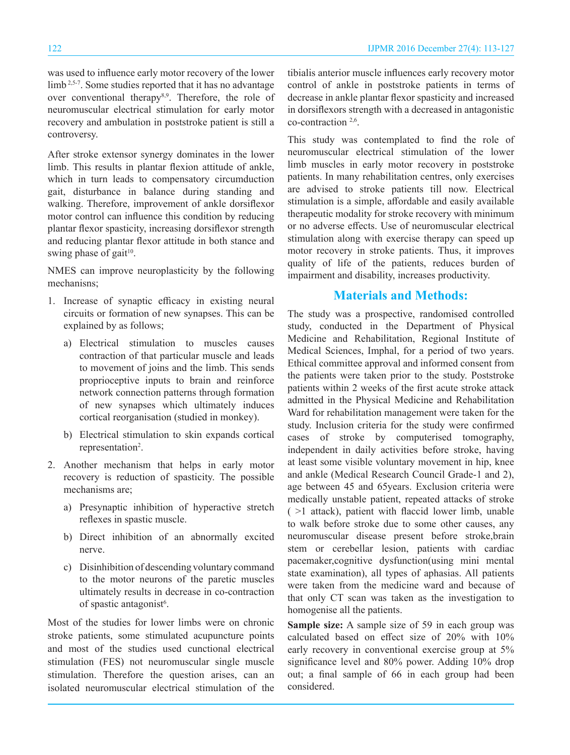was used to influence early motor recovery of the lower limb [2,5-7]. Some studies reported that it has no advantage over conventional therapy[8,9]. Therefore, the role of neuromuscular electrical stimulation for early motor recovery and ambulation in poststroke patient is still a controversy.

After stroke extensor synergy dominates in the lower limb. This results in plantar flexion attitude of ankle, which in turn leads to compensatory circumduction gait, disturbance in balance during standing and walking. Therefore, improvement of ankle dorsiflexor motor control can influence this condition by reducing plantar flexor spasticity, increasing dorsiflexor strength and reducing plantar flexor attitude in both stance and swing phase of gait[10].

NMES can improve neuroplasticity by the following mechanisns;

1. Increase of synaptic efficacy in existing neural circuits or formation of new synapses. This can be explained by as follows;
   a) Electrical stimulation to muscles causes contraction of that particular muscle and leads to movement of joins and the limb. This sends proprioceptive inputs to brain and reinforce network connection patterns through formation of new synapses which ultimately induces cortical reorganisation (studied in monkey).
   b) Electrical stimulation to skin expands cortical representation[2].
2. Another mechanism that helps in early motor recovery is reduction of spasticity. The possible mechanisms are;
   a) Presynaptic inhibition of hyperactive stretch reflexes in spastic muscle.
   b) Direct inhibition of an abnormally excited nerve.
   c) Disinhibition of descending voluntary command to the motor neurons of the paretic muscles ultimately results in decrease in co-contraction of spastic antagonist[6].

Most of the studies for lower limbs were on chronic stroke patients, some stimulated acupuncture points and most of the studies used cunctional electrical stimulation (FES) not neuromuscular single muscle stimulation. Therefore the question arises, can an isolated neuromuscular electrical stimulation of the tibialis anterior muscle influences early recovery motor control of ankle in poststroke patients in terms of decrease in ankle plantar flexor spasticity and increased in dorsiflexors strength with a decreased in antagonistic co-contraction [2,6].

This study was contemplated to find the role of neuromuscular electrical stimulation of the lower limb muscles in early motor recovery in poststroke patients. In many rehabilitation centres, only exercises are advised to stroke patients till now. Electrical stimulation is a simple, affordable and easily available therapeutic modality for stroke recovery with minimum or no adverse effects. Use of neuromuscular electrical stimulation along with exercise therapy can speed up motor recovery in stroke patients. Thus, it improves quality of life of the patients, reduces burden of impairment and disability, increases productivity.

## Materials and Methods:

The study was a prospective, randomised controlled study, conducted in the Department of Physical Medicine and Rehabilitation, Regional Institute of Medical Sciences, Imphal, for a period of two years. Ethical committee approval and informed consent from the patients were taken prior to the study. Poststroke patients within 2 weeks of the first acute stroke attack admitted in the Physical Medicine and Rehabilitation Ward for rehabilitation management were taken for the study. Inclusion criteria for the study were confirmed cases of stroke by computerised tomography, independent in daily activities before stroke, having at least some visible voluntary movement in hip, knee and ankle (Medical Research Council Grade-1 and 2), age between 45 and 65years. Exclusion criteria were medically unstable patient, repeated attacks of stroke ( >1 attack), patient with flaccid lower limb, unable to walk before stroke due to some other causes, any neuromuscular disease present before stroke,brain stem or cerebellar lesion, patients with cardiac pacemaker,cognitive dysfunction(using mini mental state examination), all types of aphasias. All patients were taken from the medicine ward and because of that only CT scan was taken as the investigation to homogenise all the patients.

**Sample size:** A sample size of 59 in each group was calculated based on effect size of 20% with 10% early recovery in conventional exercise group at 5% significance level and 80% power. Adding 10% drop out; a final sample of 66 in each group had been considered.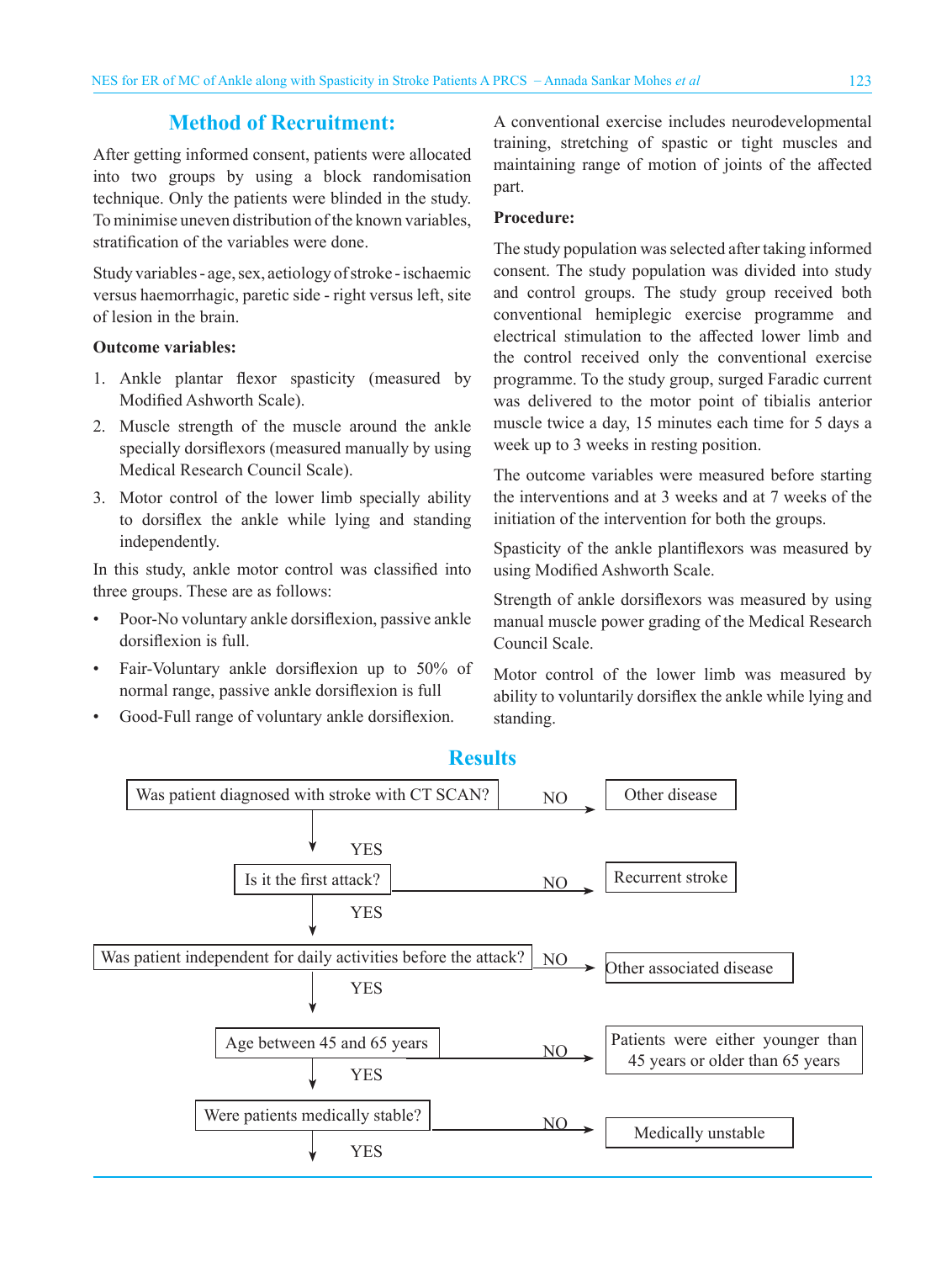## Method of Recruitment:

After getting informed consent, patients were allocated into two groups by using a block randomisation technique. Only the patients were blinded in the study. To minimise uneven distribution of the known variables, stratification of the variables were done.

Study variables - age, sex, aetiology of stroke - ischaemic versus haemorrhagic, paretic side - right versus left, site of lesion in the brain.

**Outcome variables:**

1. Ankle plantar flexor spasticity (measured by Modified Ashworth Scale).
2. Muscle strength of the muscle around the ankle specially dorsiflexors (measured manually by using Medical Research Council Scale).
3. Motor control of the lower limb specially ability to dorsiflex the ankle while lying and standing independently.

In this study, ankle motor control was classified into three groups. These are as follows:

- Poor-No voluntary ankle dorsiflexion, passive ankle dorsiflexion is full.
- Fair-Voluntary ankle dorsiflexion up to 50% of normal range, passive ankle dorsiflexion is full
- Good-Full range of voluntary ankle dorsiflexion.

A conventional exercise includes neurodevelopmental training, stretching of spastic or tight muscles and maintaining range of motion of joints of the affected part.

**Procedure:**

The study population was selected after taking informed consent. The study population was divided into study and control groups. The study group received both conventional hemiplegic exercise programme and electrical stimulation to the affected lower limb and the control received only the conventional exercise programme. To the study group, surged Faradic current was delivered to the motor point of tibialis anterior muscle twice a day, 15 minutes each time for 5 days a week up to 3 weeks in resting position.

The outcome variables were measured before starting the interventions and at 3 weeks and at 7 weeks of the initiation of the intervention for both the groups.

Spasticity of the ankle plantiflexors was measured by using Modified Ashworth Scale.

Strength of ankle dorsiflexors was measured by using manual muscle power grading of the Medical Research Council Scale.

Motor control of the lower limb was measured by ability to voluntarily dorsiflex the ankle while lying and standing.

## Results

Was patient diagnosed with stroke with CT SCAN? — NO → Other disease

YES ↓

Is it the first attack? — NO → Recurrent stroke

YES ↓

Was patient independent for daily activities before the attack? — NO → Other associated disease

YES ↓

Age between 45 and 65 years — NO → Patients were either younger than 45 years or older than 65 years

YES ↓

Were patients medically stable? — NO → Medically unstable

YES ↓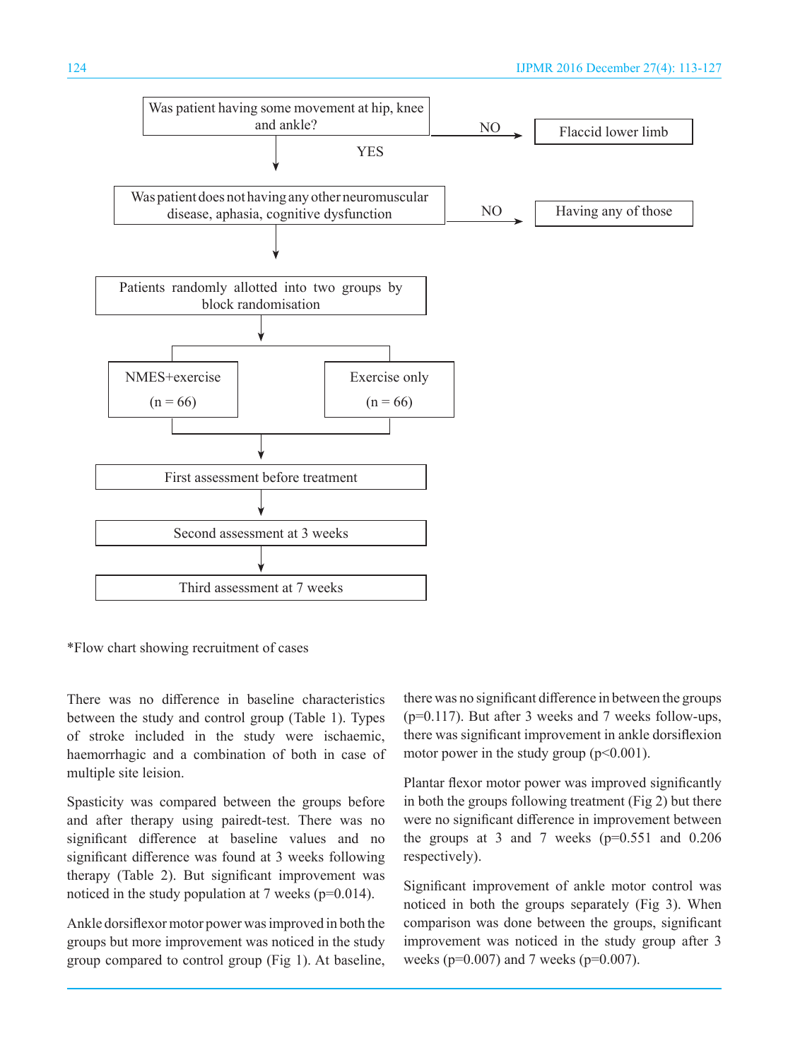Was patient having some movement at hip, knee and ankle?

- NO → Flaccid lower limb
- YES ↓

Was patient does not having any other neuromuscular disease, aphasia, cognitive dysfunction

- NO → Having any of those
- ↓

Patients randomly allotted into two groups by block randomisation

- NMES+exercise (n = 66)
- Exercise only (n = 66)

↓

First assessment before treatment

↓

Second assessment at 3 weeks

↓

Third assessment at 7 weeks

*Flow chart showing recruitment of cases

There was no difference in baseline characteristics between the study and control group (Table 1). Types of stroke included in the study were ischaemic, haemorrhagic and a combination of both in case of multiple site leision.

Spasticity was compared between the groups before and after therapy using pairedt-test. There was no significant difference at baseline values and no significant difference was found at 3 weeks following therapy (Table 2). But significant improvement was noticed in the study population at 7 weeks (p=0.014).

Ankle dorsiflexor motor power was improved in both the groups but more improvement was noticed in the study group compared to control group (Fig 1). At baseline, there was no significant difference in between the groups (p=0.117). But after 3 weeks and 7 weeks follow-ups, there was significant improvement in ankle dorsiflexion motor power in the study group (p<0.001).

Plantar flexor motor power was improved significantly in both the groups following treatment (Fig 2) but there were no significant difference in improvement between the groups at 3 and 7 weeks (p=0.551 and 0.206 respectively).

Significant improvement of ankle motor control was noticed in both the groups separately (Fig 3). When comparison was done between the groups, significant improvement was noticed in the study group after 3 weeks (p=0.007) and 7 weeks (p=0.007).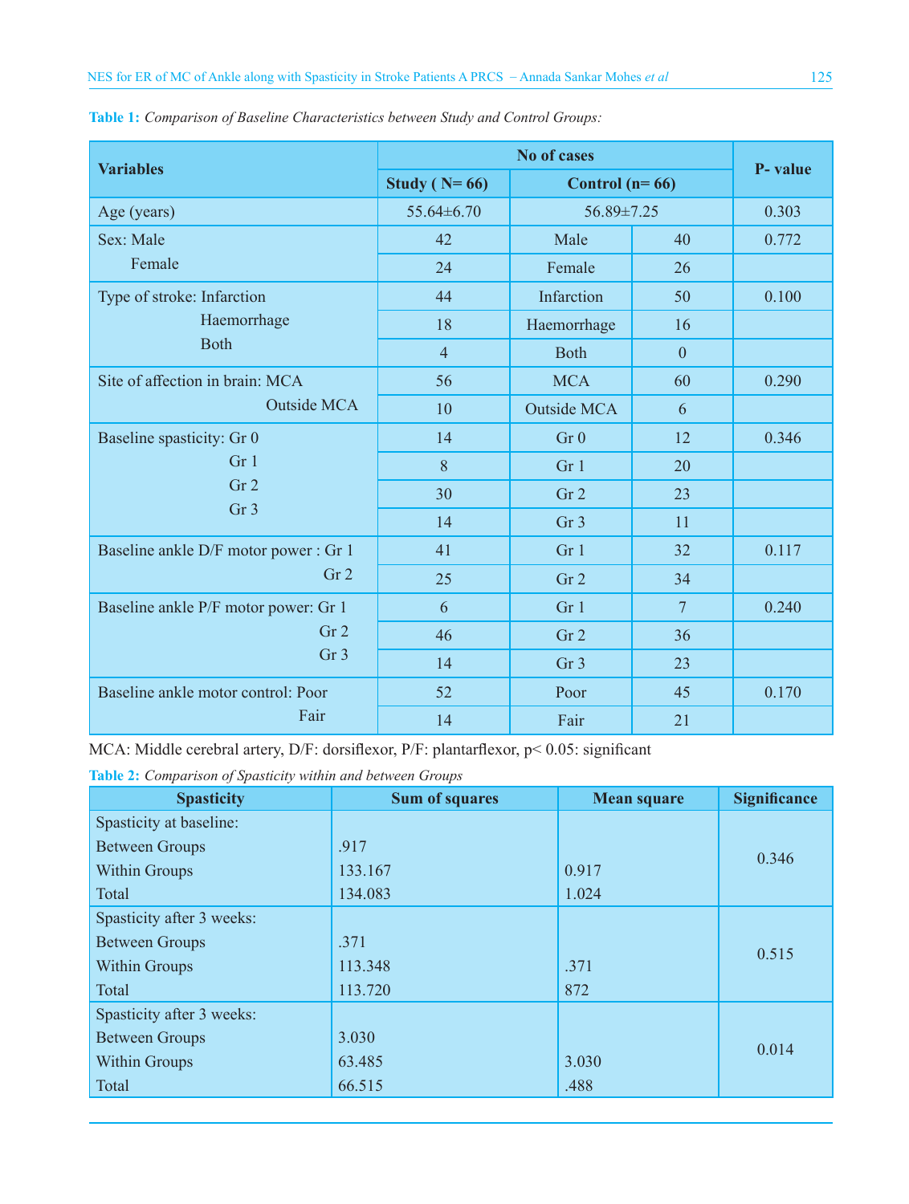**Table 1:** *Comparison of Baseline Characteristics between Study and Control Groups:*

| Variables | No of cases | | | P- value |
|---|---|---|---|---|
| | Study ( N= 66) | Control (n= 66) | | |
| Age (years) | 55.64±6.70 | 56.89±7.25 | | 0.303 |
| Sex: Male | 42 | Male | 40 | 0.772 |
| Female | 24 | Female | 26 | |
| Type of stroke: Infarction | 44 | Infarction | 50 | 0.100 |
| Haemorrhage | 18 | Haemorrhage | 16 | |
| Both | 4 | Both | 0 | |
| Site of affection in brain: MCA | 56 | MCA | 60 | 0.290 |
| Outside MCA | 10 | Outside MCA | 6 | |
| Baseline spasticity: Gr 0 | 14 | Gr 0 | 12 | 0.346 |
| Gr 1 | 8 | Gr 1 | 20 | |
| Gr 2 | 30 | Gr 2 | 23 | |
| Gr 3 | 14 | Gr 3 | 11 | |
| Baseline ankle D/F motor power : Gr 1 | 41 | Gr 1 | 32 | 0.117 |
| Gr 2 | 25 | Gr 2 | 34 | |
| Baseline ankle P/F motor power: Gr 1 | 6 | Gr 1 | 7 | 0.240 |
| Gr 2 | 46 | Gr 2 | 36 | |
| Gr 3 | 14 | Gr 3 | 23 | |
| Baseline ankle motor control: Poor | 52 | Poor | 45 | 0.170 |
| Fair | 14 | Fair | 21 | |

MCA: Middle cerebral artery, D/F: dorsiflexor, P/F: plantarflexor, p< 0.05: significant

**Table 2:** *Comparison of Spasticity within and between Groups*

| Spasticity | Sum of squares | Mean square | Significance |
|---|---|---|---|
| Spasticity at baseline: | | | 0.346 |
| Between Groups | .917 | | |
| Within Groups | 133.167 | 0.917 | |
| Total | 134.083 | 1.024 | |
| Spasticity after 3 weeks: | | | 0.515 |
| Between Groups | .371 | | |
| Within Groups | 113.348 | .371 | |
| Total | 113.720 | 872 | |
| Spasticity after 3 weeks: | | | 0.014 |
| Between Groups | 3.030 | | |
| Within Groups | 63.485 | 3.030 | |
| Total | 66.515 | .488 | |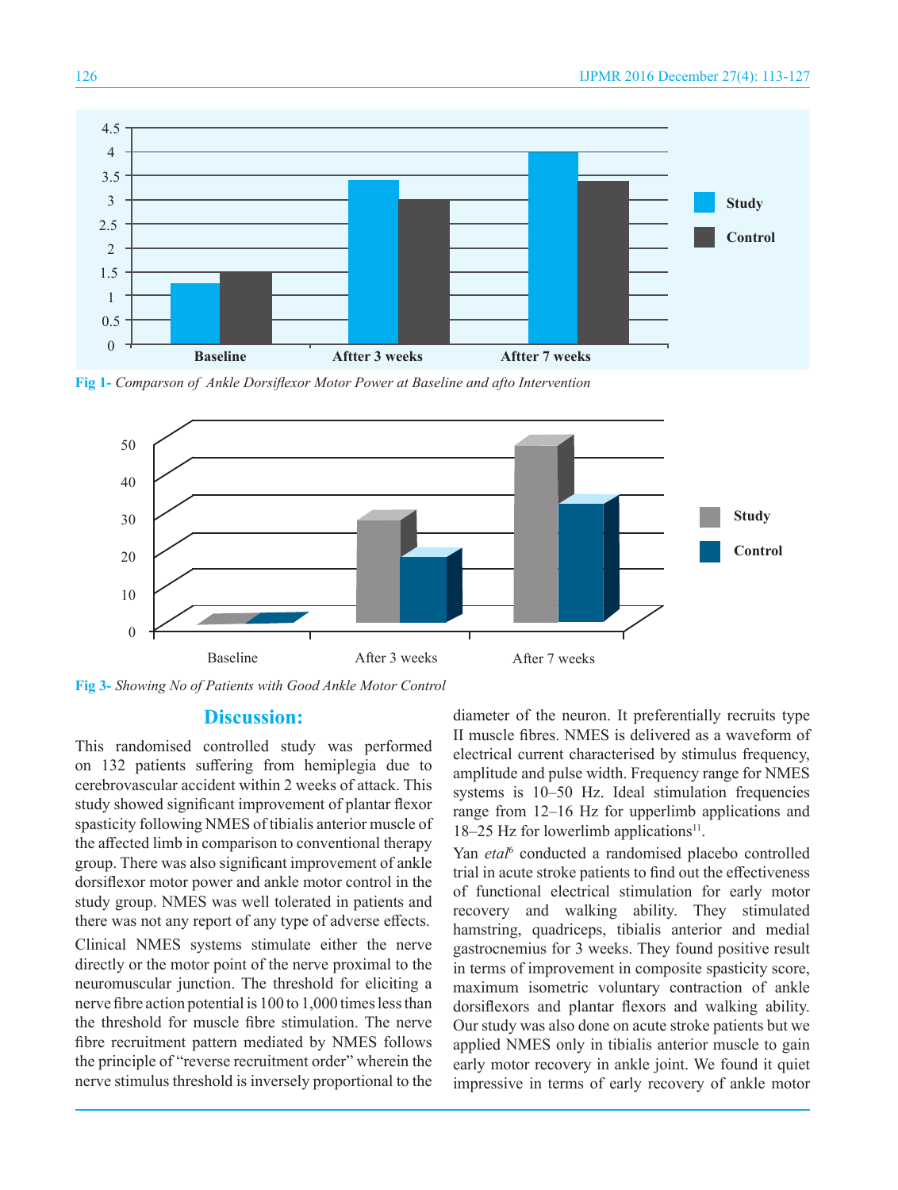Fig 1- *Comparson of Ankle Dorsiflexor Motor Power at Baseline and afto Intervention*

Fig 3- *Showing No of Patients with Good Ankle Motor Control*

## Discussion:

This randomised controlled study was performed on 132 patients suffering from hemiplegia due to cerebrovascular accident within 2 weeks of attack. This study showed significant improvement of plantar flexor spasticity following NMES of tibialis anterior muscle of the affected limb in comparison to conventional therapy group. There was also significant improvement of ankle dorsiflexor motor power and ankle motor control in the study group. NMES was well tolerated in patients and there was not any report of any type of adverse effects.

Clinical NMES systems stimulate either the nerve directly or the motor point of the nerve proximal to the neuromuscular junction. The threshold for eliciting a nerve fibre action potential is 100 to 1,000 times less than the threshold for muscle fibre stimulation. The nerve fibre recruitment pattern mediated by NMES follows the principle of "reverse recruitment order" wherein the nerve stimulus threshold is inversely proportional to the diameter of the neuron. It preferentially recruits type II muscle fibres. NMES is delivered as a waveform of electrical current characterised by stimulus frequency, amplitude and pulse width. Frequency range for NMES systems is 10–50 Hz. Ideal stimulation frequencies range from 12–16 Hz for upperlimb applications and 18–25 Hz for lowerlimb applications[11].

Yan *etal*[6] conducted a randomised placebo controlled trial in acute stroke patients to find out the effectiveness of functional electrical stimulation for early motor recovery and walking ability. They stimulated hamstring, quadriceps, tibialis anterior and medial gastrocnemius for 3 weeks. They found positive result in terms of improvement in composite spasticity score, maximum isometric voluntary contraction of ankle dorsiflexors and plantar flexors and walking ability. Our study was also done on acute stroke patients but we applied NMES only in tibialis anterior muscle to gain early motor recovery in ankle joint. We found it quiet impressive in terms of early recovery of ankle motor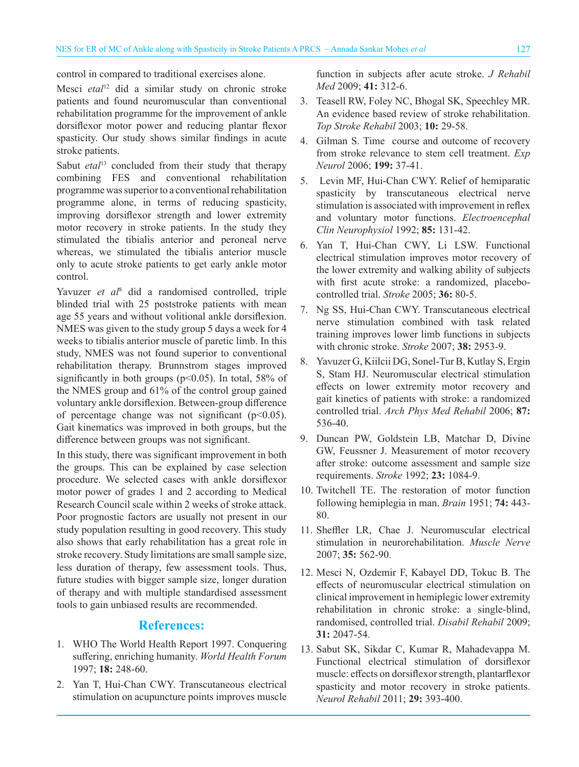control in compared to traditional exercises alone.

Mesci *etal*[12] did a similar study on chronic stroke patients and found neuromuscular than conventional rehabilitation programme for the improvement of ankle dorsiflexor motor power and reducing plantar flexor spasticity. Our study shows similar findings in acute stroke patients.

Sabut *etal*[13] concluded from their study that therapy combining FES and conventional rehabilitation programme was superior to a conventional rehabilitation programme alone, in terms of reducing spasticity, improving dorsiflexor strength and lower extremity motor recovery in stroke patients. In the study they stimulated the tibialis anterior and peroneal nerve whereas, we stimulated the tibialis anterior muscle only to acute stroke patients to get early ankle motor control.

Yavuzer *et al*[8] did a randomised controlled, triple blinded trial with 25 poststroke patients with mean age 55 years and without volitional ankle dorsiflexion. NMES was given to the study group 5 days a week for 4 weeks to tibialis anterior muscle of paretic limb. In this study, NMES was not found superior to conventional rehabilitation therapy. Brunnstrom stages improved significantly in both groups ($p<0.05$). In total, 58% of the NMES group and 61% of the control group gained voluntary ankle dorsiflexion. Between-group difference of percentage change was not significant ($p<0.05$). Gait kinematics was improved in both groups, but the difference between groups was not significant.

In this study, there was significant improvement in both the groups. This can be explained by case selection procedure. We selected cases with ankle dorsiflexor motor power of grades 1 and 2 according to Medical Research Council scale within 2 weeks of stroke attack. Poor prognostic factors are usually not present in our study population resulting in good recovery. This study also shows that early rehabilitation has a great role in stroke recovery. Study limitations are small sample size, less duration of therapy, few assessment tools. Thus, future studies with bigger sample size, longer duration of therapy and with multiple standardised assessment tools to gain unbiased results are recommended.

## References:

1. WHO The World Health Report 1997. Conquering suffering, enriching humanity. *World Health Forum* 1997; **18:** 248-60.
2. Yan T, Hui-Chan CWY. Transcutaneous electrical stimulation on acupuncture points improves muscle function in subjects after acute stroke. *J Rehabil Med* 2009; **41:** 312-6.
3. Teasell RW, Foley NC, Bhogal SK, Speechley MR. An evidence based review of stroke rehabilitation. *Top Stroke Rehabil* 2003; **10:** 29-58.
4. Gilman S. Time course and outcome of recovery from stroke relevance to stem cell treatment. *Exp Neurol* 2006; **199:** 37-41.
5. Levin MF, Hui-Chan CWY. Relief of hemiparatic spasticity by transcutaneous electrical nerve stimulation is associated with improvement in reflex and voluntary motor functions. *Electroencephal Clin Neurophysiol* 1992; **85:** 131-42.
6. Yan T, Hui-Chan CWY, Li LSW. Functional electrical stimulation improves motor recovery of the lower extremity and walking ability of subjects with first acute stroke: a randomized, placebo-controlled trial. *Stroke* 2005; **36:** 80-5.
7. Ng SS, Hui-Chan CWY. Transcutaneous electrical nerve stimulation combined with task related training improves lower limb functions in subjects with chronic stroke. *Stroke* 2007; **38:** 2953-9.
8. Yavuzer G, Kiilcii DG, Sonel-Tur B, Kutlay S, Ergin S, Stam HJ. Neuromuscular electrical stimulation effects on lower extremity motor recovery and gait kinetics of patients with stroke: a randomized controlled trial. *Arch Phys Med Rehabil* 2006; **87:** 536-40.
9. Duncan PW, Goldstein LB, Matchar D, Divine GW, Feussner J. Measurement of motor recovery after stroke: outcome assessment and sample size requirements. *Stroke* 1992; **23:** 1084-9.
10. Twitchell TE. The restoration of motor function following hemiplegia in man. *Brain* 1951; **74:** 443-80.
11. Sheffler LR, Chae J. Neuromuscular electrical stimulation in neurorehabilitation. *Muscle Nerve* 2007; **35:** 562-90.
12. Mesci N, Ozdemir F, Kabayel DD, Tokuc B. The effects of neuromuscular electrical stimulation on clinical improvement in hemiplegic lower extremity rehabilitation in chronic stroke: a single-blind, randomised, controlled trial. *Disabil Rehabil* 2009; **31:** 2047-54.
13. Sabut SK, Sikdar C, Kumar R, Mahadevappa M. Functional electrical stimulation of dorsiflexor muscle: effects on dorsiflexor strength, plantarflexor spasticity and motor recovery in stroke patients. *Neurol Rehabil* 2011; **29:** 393-400.